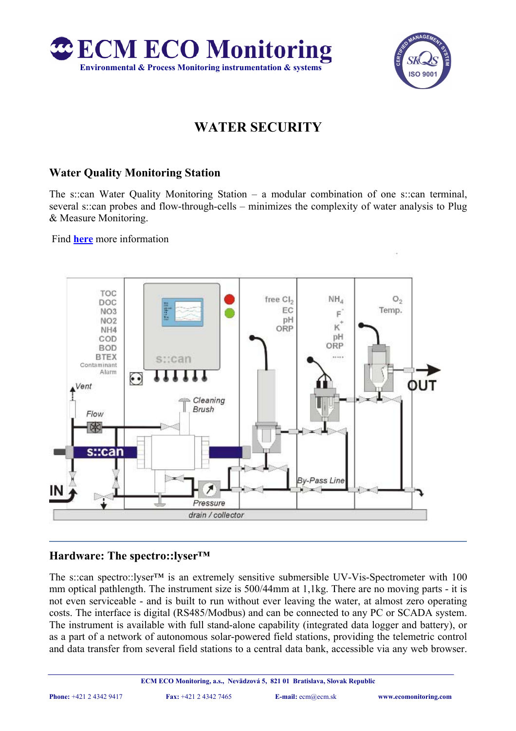# ECM ECO Monitoring

Environmental & Process Monitoring instrumentation & systems

## WATER SECURITY

### Water Quality Monitoring Station

The s::can Water Quality Monitoring Station – a modular combination of one s::can terminal, several s::can probes and flow-through-cells – minimizes the complexity of water analysis to Plug & Measure Monitoring.

Find **here** more information

### Hardware: The spectro::lyser™

The s::can spectro::lyser™ is an extremely sensitive submersible UV-Vis-Spectrometer with 100 mm optical pathlength. The instrument size is 500/44mm at 1,1kg. There are no moving parts - it is not even serviceable - and is built to run without ever leaving the water, at almost zero operating costs. The interface is digital (RS485/Modbus) and can be connected to any PC or SCADA system. The instrument is available with full stand-alone capability (integrated data logger and battery), or as a part of a network of autonomous solar-powered field stations, providing the telemetric control and data transfer from several field stations to a central data bank, accessible via any web browser.

ECM ECO Monitoring, a.s., Nevädzová 5, 821 01 Bratislava, Slovak Republic

**Phone:** +421 2 4342 9417 **Fax:** +421 2 4342 7465 **E-mail:** ecm@ecm.sk **www.ecomonitoring.com**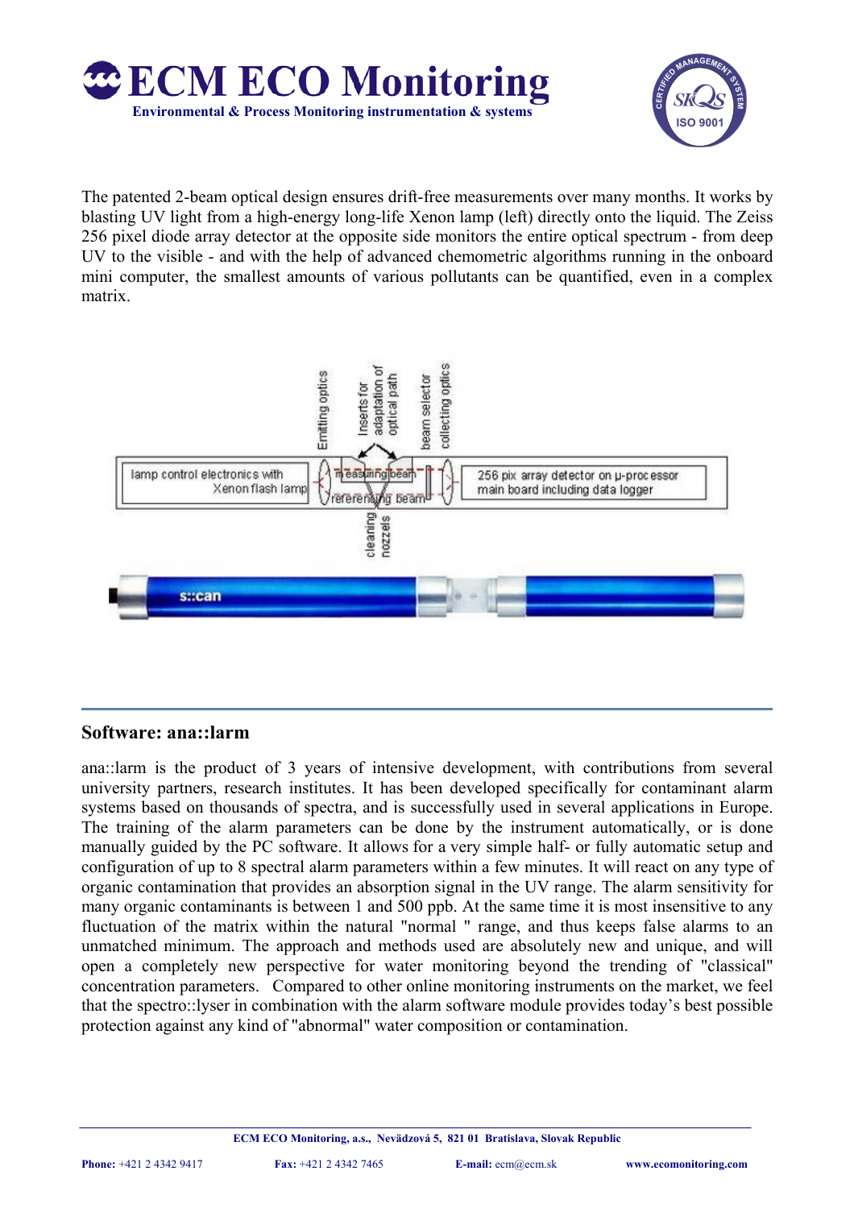The patented 2-beam optical design ensures drift-free measurements over many months. It works by blasting UV light from a high-energy long-life Xenon lamp (left) directly onto the liquid. The Zeiss 256 pixel diode array detector at the opposite side monitors the entire optical spectrum - from deep UV to the visible - and with the help of advanced chemometric algorithms running in the onboard mini computer, the smallest amounts of various pollutants can be quantified, even in a complex matrix.

## Software: ana::larm

ana::larm is the product of 3 years of intensive development, with contributions from several university partners, research institutes. It has been developed specifically for contaminant alarm systems based on thousands of spectra, and is successfully used in several applications in Europe. The training of the alarm parameters can be done by the instrument automatically, or is done manually guided by the PC software. It allows for a very simple half- or fully automatic setup and configuration of up to 8 spectral alarm parameters within a few minutes. It will react on any type of organic contamination that provides an absorption signal in the UV range. The alarm sensitivity for many organic contaminants is between 1 and 500 ppb. At the same time it is most insensitive to any fluctuation of the matrix within the natural "normal " range, and thus keeps false alarms to an unmatched minimum. The approach and methods used are absolutely new and unique, and will open a completely new perspective for water monitoring beyond the trending of "classical" concentration parameters. Compared to other online monitoring instruments on the market, we feel that the spectro::lyser in combination with the alarm software module provides today's best possible protection against any kind of "abnormal" water composition or contamination.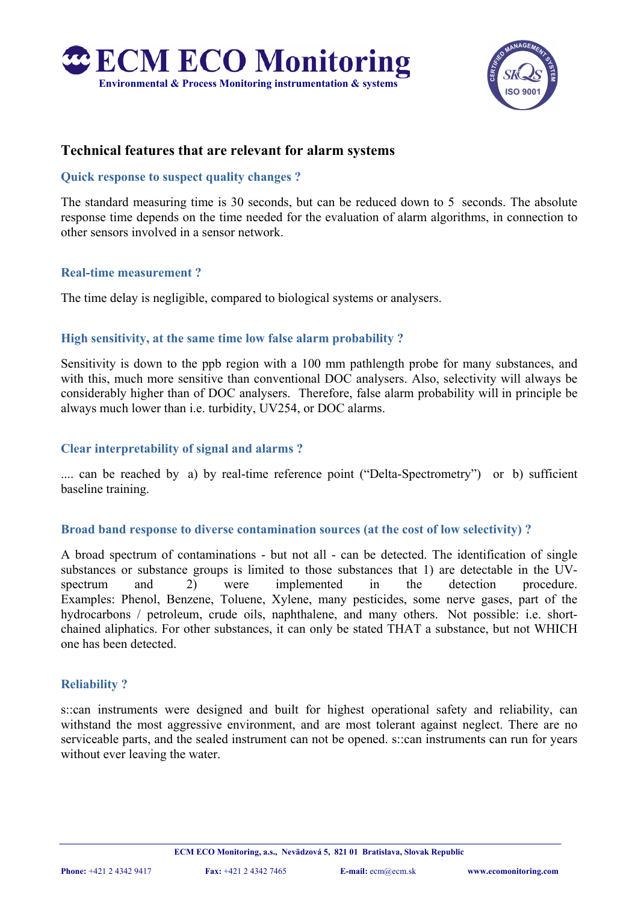## Technical features that are relevant for alarm systems

### Quick response to suspect quality changes ?

The standard measuring time is 30 seconds, but can be reduced down to 5 seconds. The absolute response time depends on the time needed for the evaluation of alarm algorithms, in connection to other sensors involved in a sensor network.

### Real-time measurement ?

The time delay is negligible, compared to biological systems or analysers.

### High sensitivity, at the same time low false alarm probability ?

Sensitivity is down to the ppb region with a 100 mm pathlength probe for many substances, and with this, much more sensitive than conventional DOC analysers. Also, selectivity will always be considerably higher than of DOC analysers. Therefore, false alarm probability will in principle be always much lower than i.e. turbidity, UV254, or DOC alarms.

### Clear interpretability of signal and alarms ?

.... can be reached by a) by real-time reference point ("Delta-Spectrometry") or b) sufficient baseline training.

### Broad band response to diverse contamination sources (at the cost of low selectivity) ?

A broad spectrum of contaminations - but not all - can be detected. The identification of single substances or substance groups is limited to those substances that 1) are detectable in the UV-spectrum and 2) were implemented in the detection procedure. Examples: Phenol, Benzene, Toluene, Xylene, many pesticides, some nerve gases, part of the hydrocarbons / petroleum, crude oils, naphthalene, and many others. Not possible: i.e. short-chained aliphatics. For other substances, it can only be stated THAT a substance, but not WHICH one has been detected.

### Reliability ?

s::can instruments were designed and built for highest operational safety and reliability, can withstand the most aggressive environment, and are most tolerant against neglect. There are no serviceable parts, and the sealed instrument can not be opened. s::can instruments can run for years without ever leaving the water.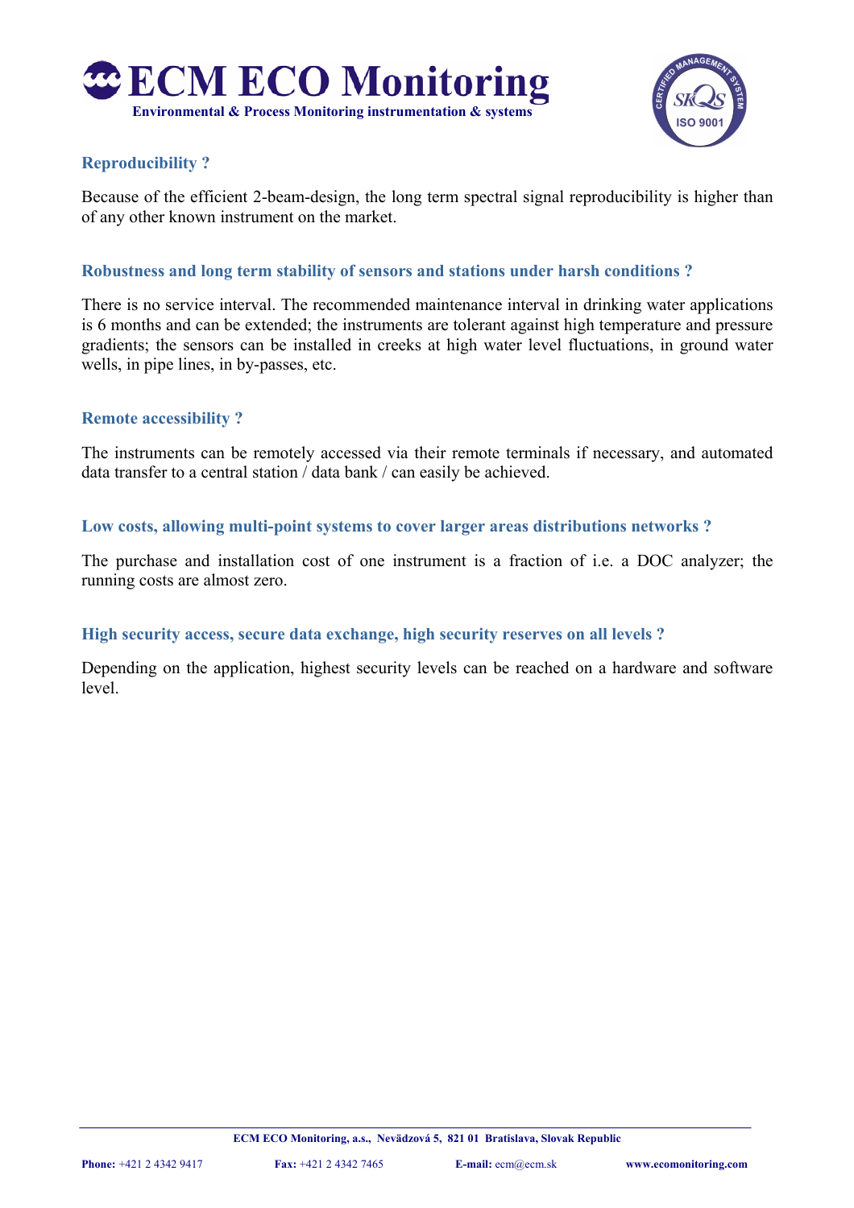### Reproducibility ?

Because of the efficient 2-beam-design, the long term spectral signal reproducibility is higher than of any other known instrument on the market.

### Robustness and long term stability of sensors and stations under harsh conditions ?

There is no service interval. The recommended maintenance interval in drinking water applications is 6 months and can be extended; the instruments are tolerant against high temperature and pressure gradients; the sensors can be installed in creeks at high water level fluctuations, in ground water wells, in pipe lines, in by-passes, etc.

### Remote accessibility ?

The instruments can be remotely accessed via their remote terminals if necessary, and automated data transfer to a central station / data bank / can easily be achieved.

### Low costs, allowing multi-point systems to cover larger areas distributions networks ?

The purchase and installation cost of one instrument is a fraction of i.e. a DOC analyzer; the running costs are almost zero.

### High security access, secure data exchange, high security reserves on all levels ?

Depending on the application, highest security levels can be reached on a hardware and software level.